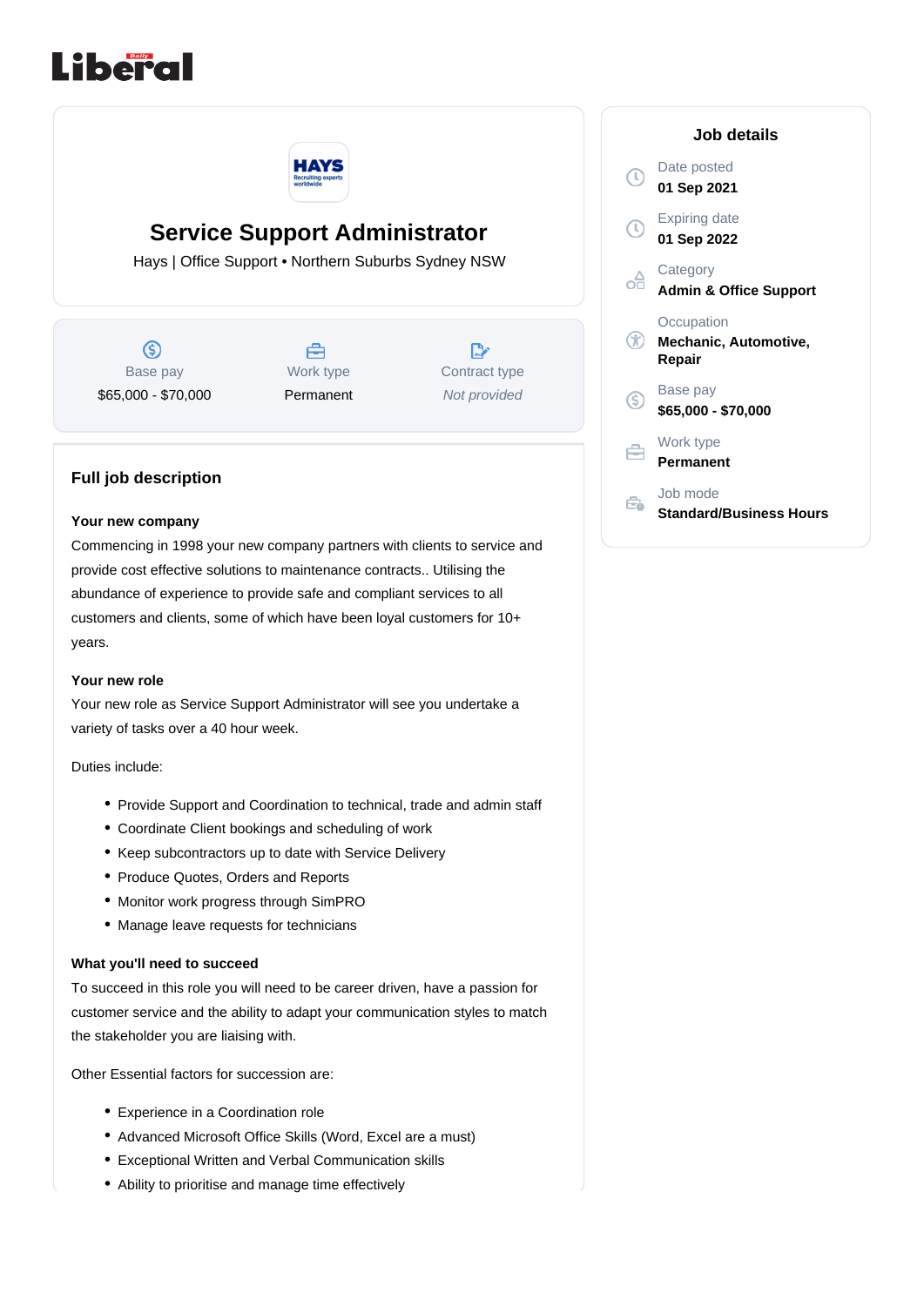# Service Support Administrator

Hays | Office Support • Northern Suburbs Sydney NSW

| Base pay | Work type | Contract type |
|---|---|---|
| $65,000 - $70,000 | Permanent | *Not provided* |

## Job details

Date posted
**01 Sep 2021**

Expiring date
**01 Sep 2022**

Category
**Admin & Office Support**

Occupation
**Mechanic, Automotive, Repair**

Base pay
**$65,000 - $70,000**

Work type
**Permanent**

Job mode
**Standard/Business Hours**

## Full job description

**Your new company**

Commencing in 1998 your new company partners with clients to service and provide cost effective solutions to maintenance contracts.. Utilising the abundance of experience to provide safe and compliant services to all customers and clients, some of which have been loyal customers for 10+ years.

**Your new role**

Your new role as Service Support Administrator will see you undertake a variety of tasks over a 40 hour week.

Duties include:

- Provide Support and Coordination to technical, trade and admin staff
- Coordinate Client bookings and scheduling of work
- Keep subcontractors up to date with Service Delivery
- Produce Quotes, Orders and Reports
- Monitor work progress through SimPRO
- Manage leave requests for technicians

**What you'll need to succeed**

To succeed in this role you will need to be career driven, have a passion for customer service and the ability to adapt your communication styles to match the stakeholder you are liaising with.

Other Essential factors for succession are:

- Experience in a Coordination role
- Advanced Microsoft Office Skills (Word, Excel are a must)
- Exceptional Written and Verbal Communication skills
- Ability to prioritise and manage time effectively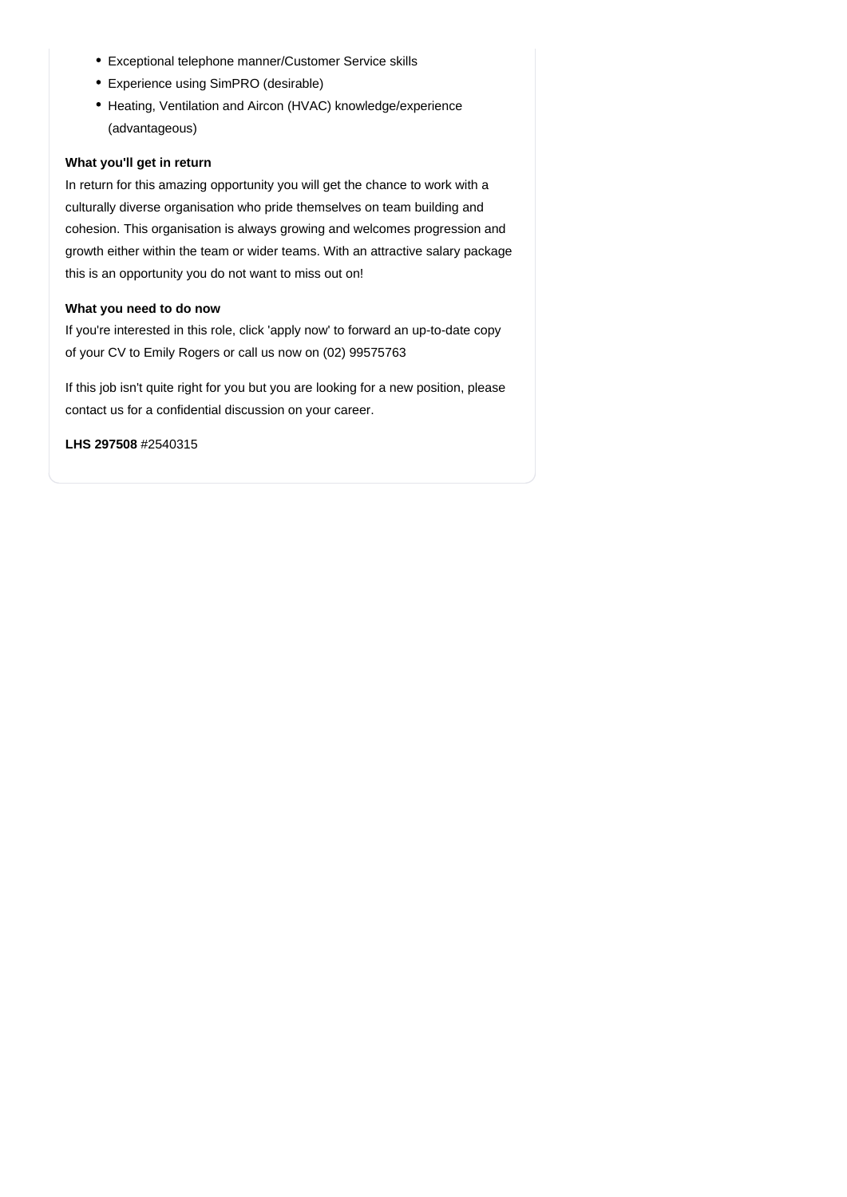- Exceptional telephone manner/Customer Service skills
- Experience using SimPRO (desirable)
- Heating, Ventilation and Aircon (HVAC) knowledge/experience (advantageous)

**What you'll get in return**

In return for this amazing opportunity you will get the chance to work with a culturally diverse organisation who pride themselves on team building and cohesion. This organisation is always growing and welcomes progression and growth either within the team or wider teams. With an attractive salary package this is an opportunity you do not want to miss out on!

**What you need to do now**

If you're interested in this role, click 'apply now' to forward an up-to-date copy of your CV to Emily Rogers or call us now on (02) 99575763

If this job isn't quite right for you but you are looking for a new position, please contact us for a confidential discussion on your career.

**LHS 297508** #2540315